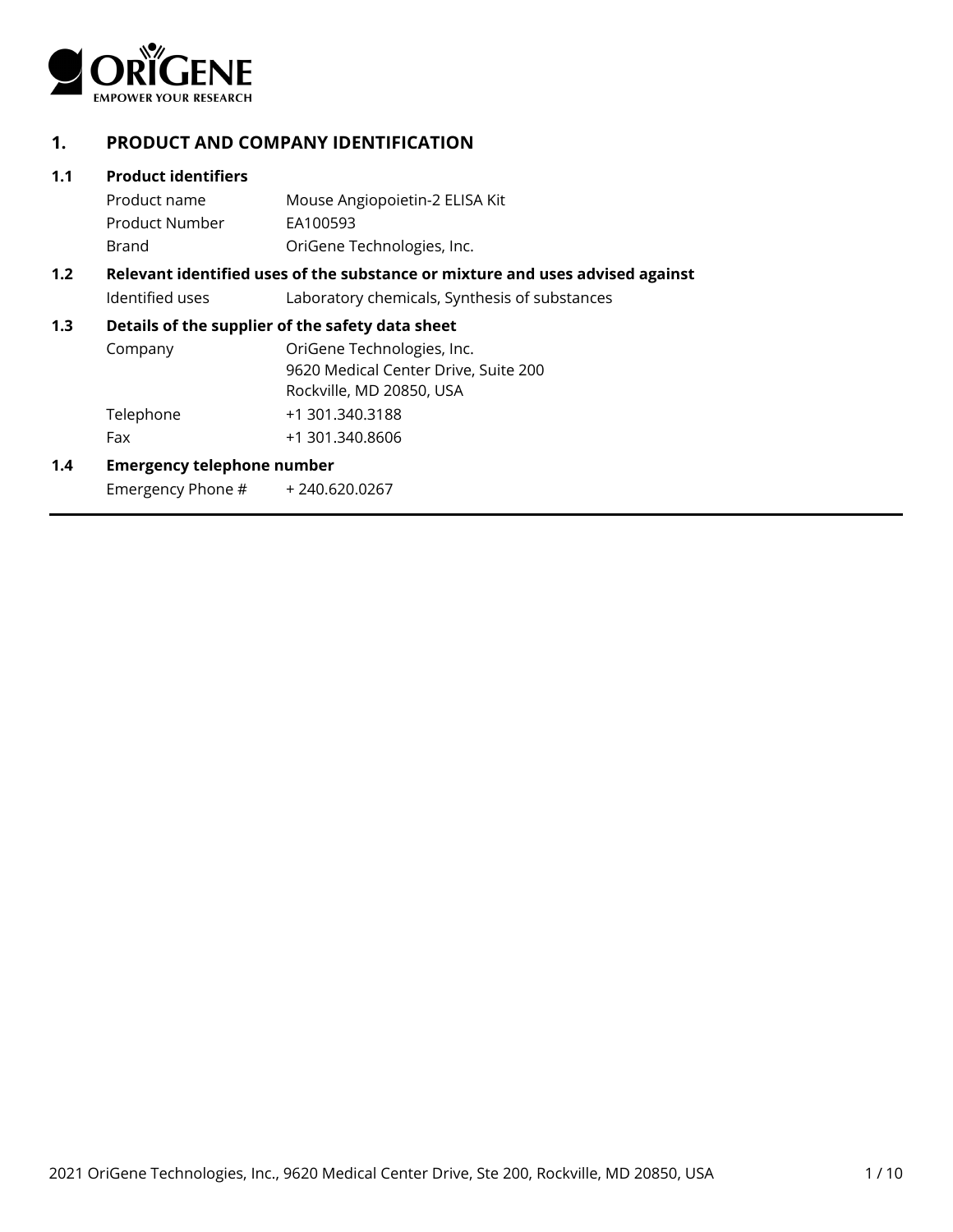## 1. PRODUCT AND COMPANY IDENTIFICATION

### 1.1 Product identifiers

| | |
|---|---|
| Product name | Mouse Angiopoietin-2 ELISA Kit |
| Product Number | EA100593 |
| Brand | OriGene Technologies, Inc. |

### 1.2 Relevant identified uses of the substance or mixture and uses advised against

| | |
|---|---|
| Identified uses | Laboratory chemicals, Synthesis of substances |

### 1.3 Details of the supplier of the safety data sheet

| | |
|---|---|
| Company | OriGene Technologies, Inc.<br>9620 Medical Center Drive, Suite 200<br>Rockville, MD 20850, USA |
| Telephone | +1 301.340.3188 |
| Fax | +1 301.340.8606 |

### 1.4 Emergency telephone number

| | |
|---|---|
| Emergency Phone # | + 240.620.0267 |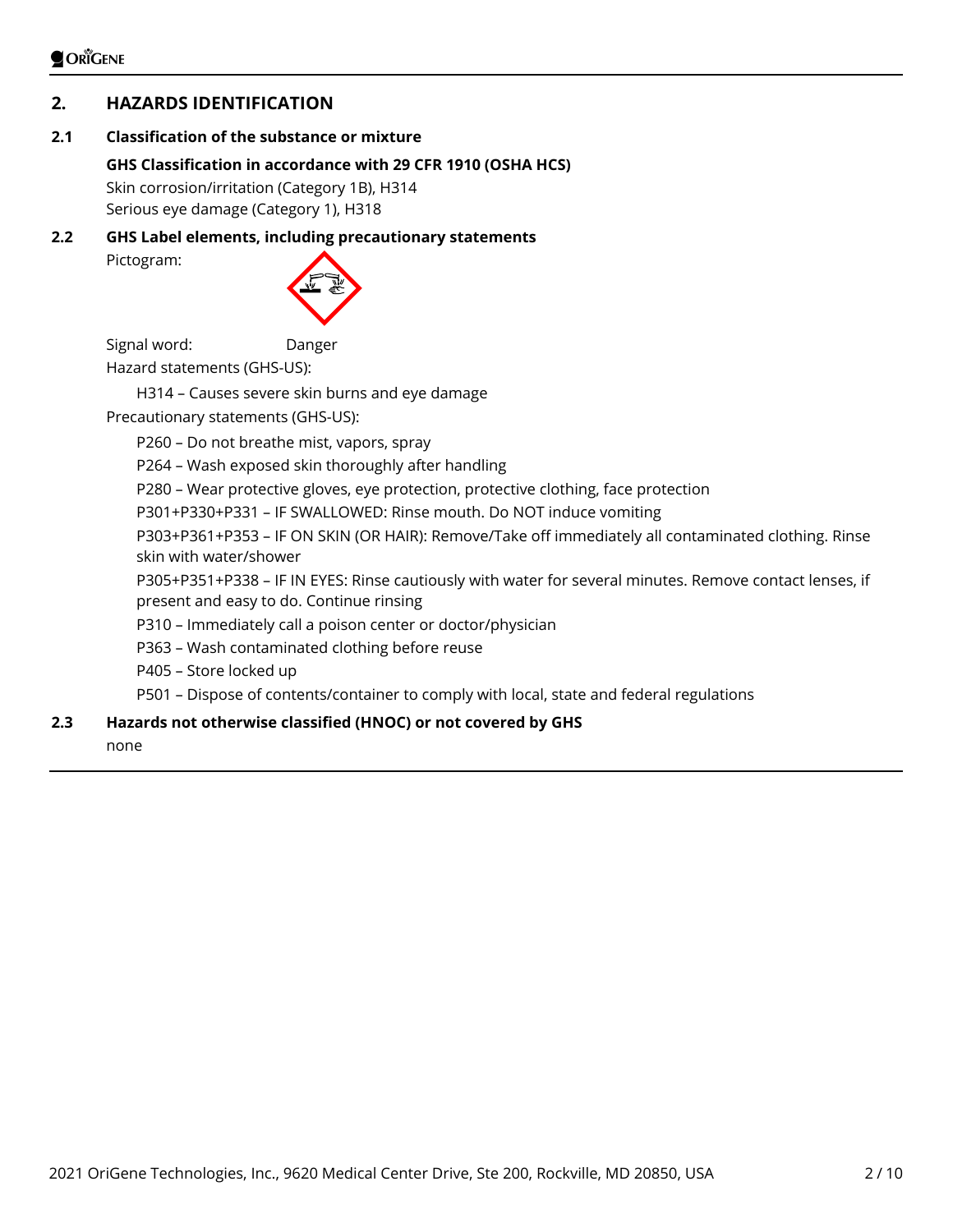## 2. HAZARDS IDENTIFICATION

### 2.1 Classification of the substance or mixture

**GHS Classification in accordance with 29 CFR 1910 (OSHA HCS)**

Skin corrosion/irritation (Category 1B), H314

Serious eye damage (Category 1), H318

### 2.2 GHS Label elements, including precautionary statements

Pictogram:

Signal word: Danger

Hazard statements (GHS-US):

H314 – Causes severe skin burns and eye damage

Precautionary statements (GHS-US):

P260 – Do not breathe mist, vapors, spray

P264 – Wash exposed skin thoroughly after handling

P280 – Wear protective gloves, eye protection, protective clothing, face protection

P301+P330+P331 – IF SWALLOWED: Rinse mouth. Do NOT induce vomiting

P303+P361+P353 – IF ON SKIN (OR HAIR): Remove/Take off immediately all contaminated clothing. Rinse skin with water/shower

P305+P351+P338 – IF IN EYES: Rinse cautiously with water for several minutes. Remove contact lenses, if present and easy to do. Continue rinsing

P310 – Immediately call a poison center or doctor/physician

P363 – Wash contaminated clothing before reuse

P405 – Store locked up

P501 – Dispose of contents/container to comply with local, state and federal regulations

### 2.3 Hazards not otherwise classified (HNOC) or not covered by GHS

none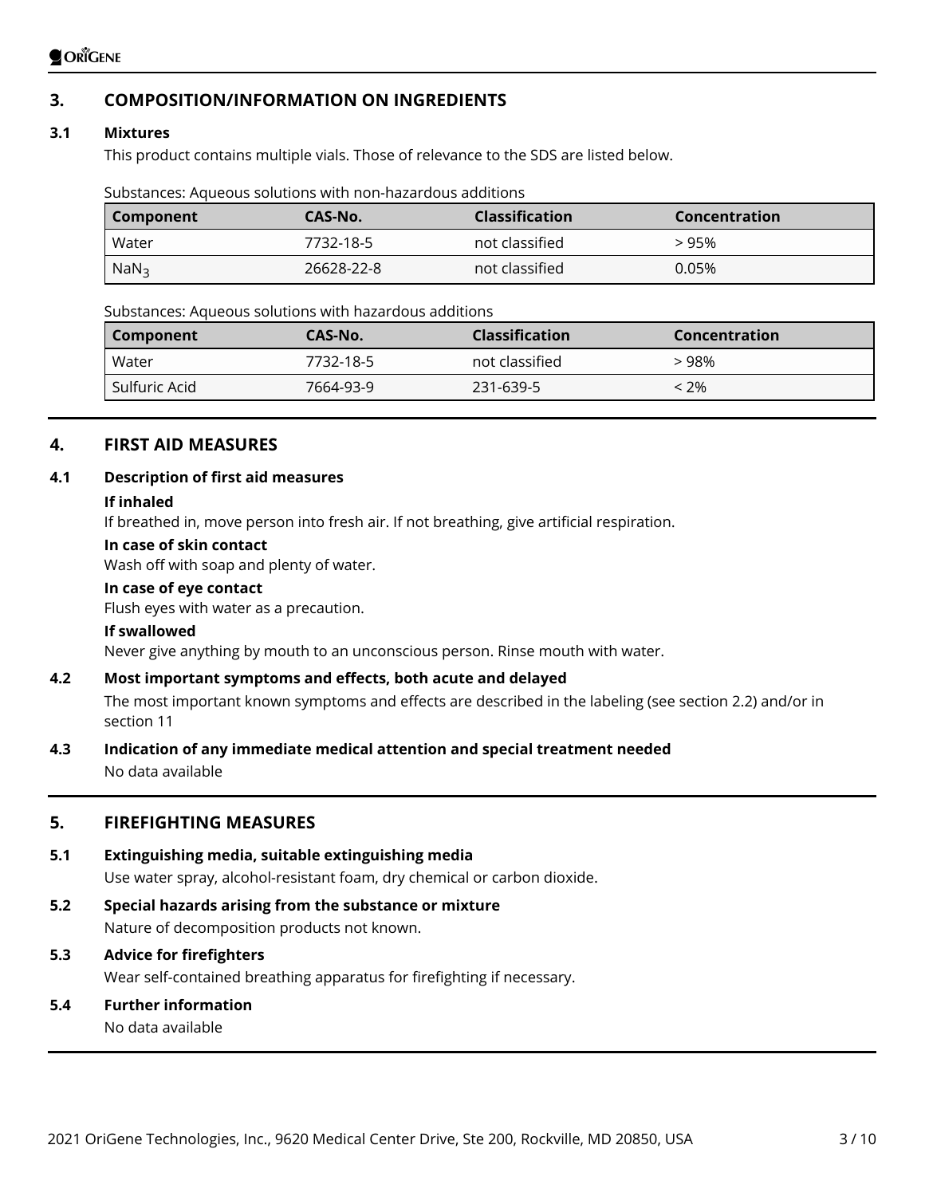## 3. COMPOSITION/INFORMATION ON INGREDIENTS

### 3.1 Mixtures

This product contains multiple vials. Those of relevance to the SDS are listed below.

Substances: Aqueous solutions with non-hazardous additions

| Component | CAS-No. | Classification | Concentration |
|---|---|---|---|
| Water | 7732-18-5 | not classified | > 95% |
| $NaN_3$ | 26628-22-8 | not classified | 0.05% |

Substances: Aqueous solutions with hazardous additions

| Component | CAS-No. | Classification | Concentration |
|---|---|---|---|
| Water | 7732-18-5 | not classified | > 98% |
| Sulfuric Acid | 7664-93-9 | 231-639-5 | < 2% |

## 4. FIRST AID MEASURES

### 4.1 Description of first aid measures

**If inhaled**

If breathed in, move person into fresh air. If not breathing, give artificial respiration.

**In case of skin contact**

Wash off with soap and plenty of water.

**In case of eye contact**

Flush eyes with water as a precaution.

**If swallowed**

Never give anything by mouth to an unconscious person. Rinse mouth with water.

### 4.2 Most important symptoms and effects, both acute and delayed

The most important known symptoms and effects are described in the labeling (see section 2.2) and/or in section 11

### 4.3 Indication of any immediate medical attention and special treatment needed

No data available

## 5. FIREFIGHTING MEASURES

### 5.1 Extinguishing media, suitable extinguishing media

Use water spray, alcohol-resistant foam, dry chemical or carbon dioxide.

### 5.2 Special hazards arising from the substance or mixture

Nature of decomposition products not known.

### 5.3 Advice for firefighters

Wear self-contained breathing apparatus for firefighting if necessary.

### 5.4 Further information

No data available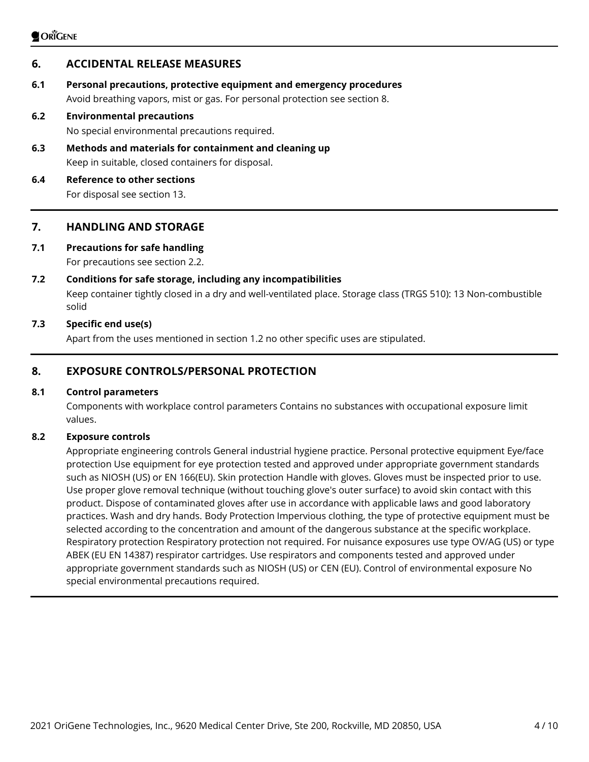## 6. ACCIDENTAL RELEASE MEASURES

### 6.1 Personal precautions, protective equipment and emergency procedures

Avoid breathing vapors, mist or gas. For personal protection see section 8.

### 6.2 Environmental precautions

No special environmental precautions required.

### 6.3 Methods and materials for containment and cleaning up

Keep in suitable, closed containers for disposal.

### 6.4 Reference to other sections

For disposal see section 13.

## 7. HANDLING AND STORAGE

### 7.1 Precautions for safe handling

For precautions see section 2.2.

### 7.2 Conditions for safe storage, including any incompatibilities

Keep container tightly closed in a dry and well-ventilated place. Storage class (TRGS 510): 13 Non-combustible solid

### 7.3 Specific end use(s)

Apart from the uses mentioned in section 1.2 no other specific uses are stipulated.

## 8. EXPOSURE CONTROLS/PERSONAL PROTECTION

### 8.1 Control parameters

Components with workplace control parameters Contains no substances with occupational exposure limit values.

### 8.2 Exposure controls

Appropriate engineering controls General industrial hygiene practice. Personal protective equipment Eye/face protection Use equipment for eye protection tested and approved under appropriate government standards such as NIOSH (US) or EN 166(EU). Skin protection Handle with gloves. Gloves must be inspected prior to use. Use proper glove removal technique (without touching glove's outer surface) to avoid skin contact with this product. Dispose of contaminated gloves after use in accordance with applicable laws and good laboratory practices. Wash and dry hands. Body Protection Impervious clothing, the type of protective equipment must be selected according to the concentration and amount of the dangerous substance at the specific workplace. Respiratory protection Respiratory protection not required. For nuisance exposures use type OV/AG (US) or type ABEK (EU EN 14387) respirator cartridges. Use respirators and components tested and approved under appropriate government standards such as NIOSH (US) or CEN (EU). Control of environmental exposure No special environmental precautions required.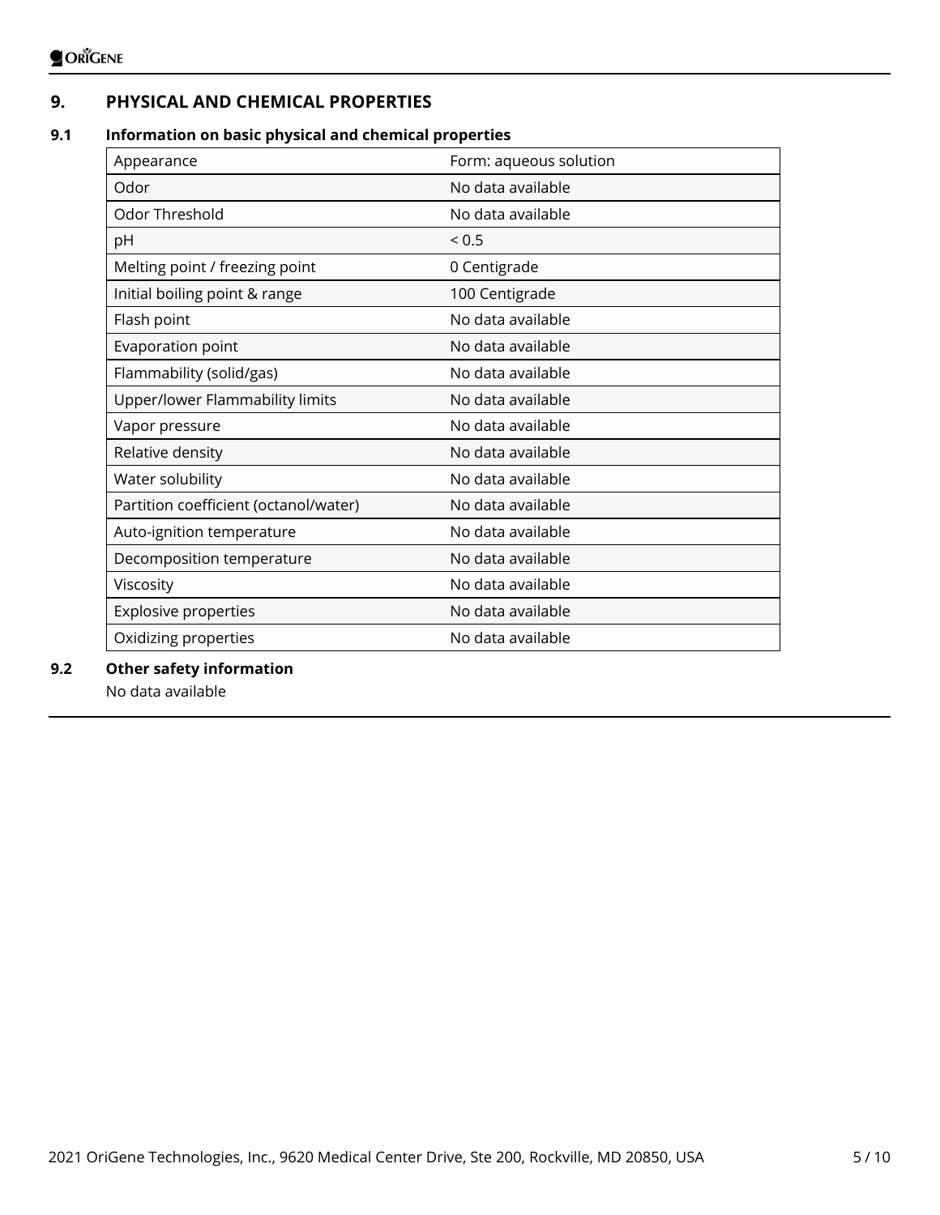## 9. PHYSICAL AND CHEMICAL PROPERTIES

### 9.1 Information on basic physical and chemical properties

| Appearance | Form: aqueous solution |
|---|---|
| Odor | No data available |
| Odor Threshold | No data available |
| pH | < 0.5 |
| Melting point / freezing point | 0 Centigrade |
| Initial boiling point & range | 100 Centigrade |
| Flash point | No data available |
| Evaporation point | No data available |
| Flammability (solid/gas) | No data available |
| Upper/lower Flammability limits | No data available |
| Vapor pressure | No data available |
| Relative density | No data available |
| Water solubility | No data available |
| Partition coefficient (octanol/water) | No data available |
| Auto-ignition temperature | No data available |
| Decomposition temperature | No data available |
| Viscosity | No data available |
| Explosive properties | No data available |
| Oxidizing properties | No data available |

### 9.2 Other safety information

No data available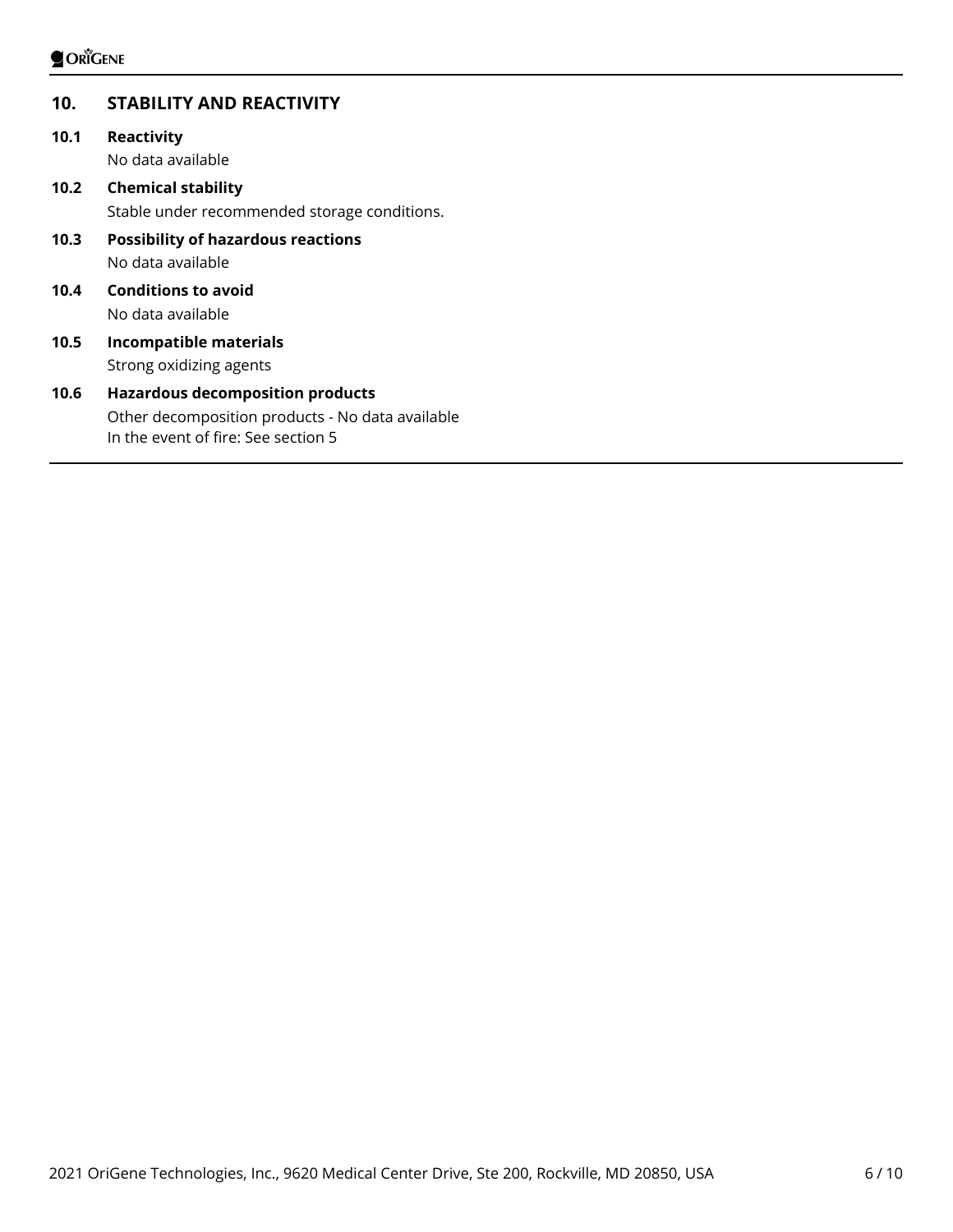## 10. STABILITY AND REACTIVITY

### 10.1 Reactivity

No data available

### 10.2 Chemical stability

Stable under recommended storage conditions.

### 10.3 Possibility of hazardous reactions

No data available

### 10.4 Conditions to avoid

No data available

### 10.5 Incompatible materials

Strong oxidizing agents

### 10.6 Hazardous decomposition products

Other decomposition products - No data available
In the event of fire: See section 5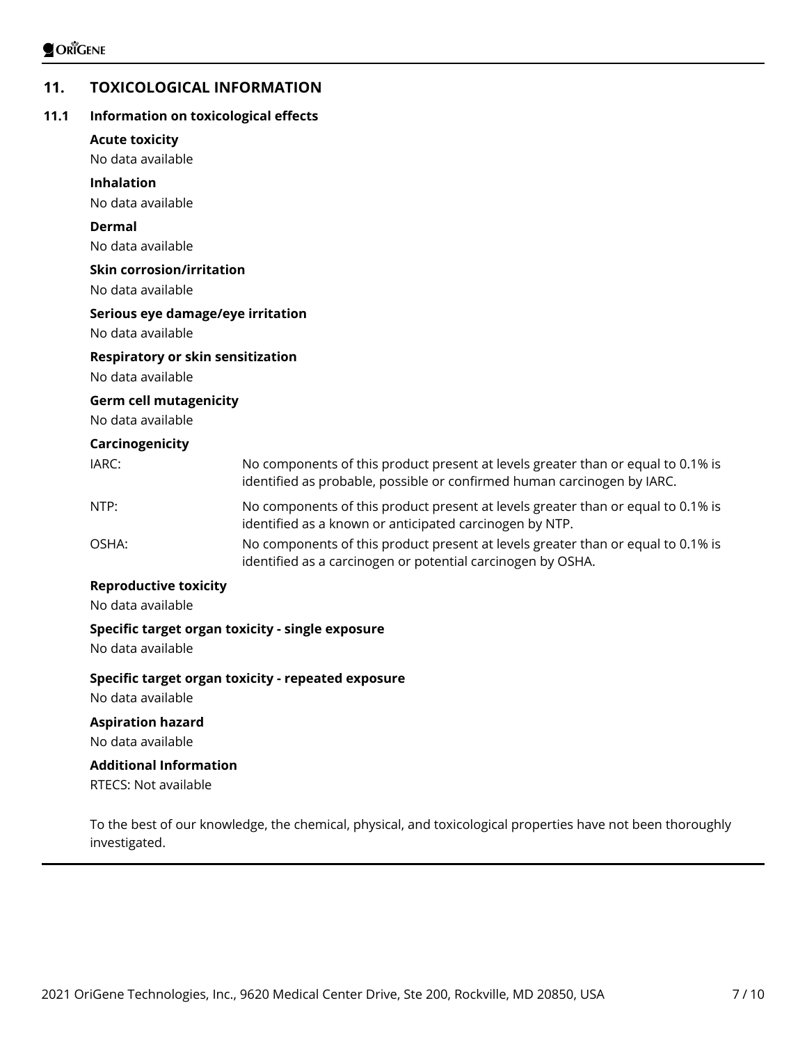## 11. TOXICOLOGICAL INFORMATION

### 11.1 Information on toxicological effects

**Acute toxicity**

No data available

**Inhalation**

No data available

**Dermal**

No data available

**Skin corrosion/irritation**

No data available

**Serious eye damage/eye irritation**

No data available

**Respiratory or skin sensitization**

No data available

**Germ cell mutagenicity**

No data available

**Carcinogenicity**

| | |
|---|---|
| IARC: | No components of this product present at levels greater than or equal to 0.1% is identified as probable, possible or confirmed human carcinogen by IARC. |
| NTP: | No components of this product present at levels greater than or equal to 0.1% is identified as a known or anticipated carcinogen by NTP. |
| OSHA: | No components of this product present at levels greater than or equal to 0.1% is identified as a carcinogen or potential carcinogen by OSHA. |

**Reproductive toxicity**

No data available

**Specific target organ toxicity - single exposure**

No data available

**Specific target organ toxicity - repeated exposure**

No data available

**Aspiration hazard**

No data available

**Additional Information**

RTECS: Not available

To the best of our knowledge, the chemical, physical, and toxicological properties have not been thoroughly investigated.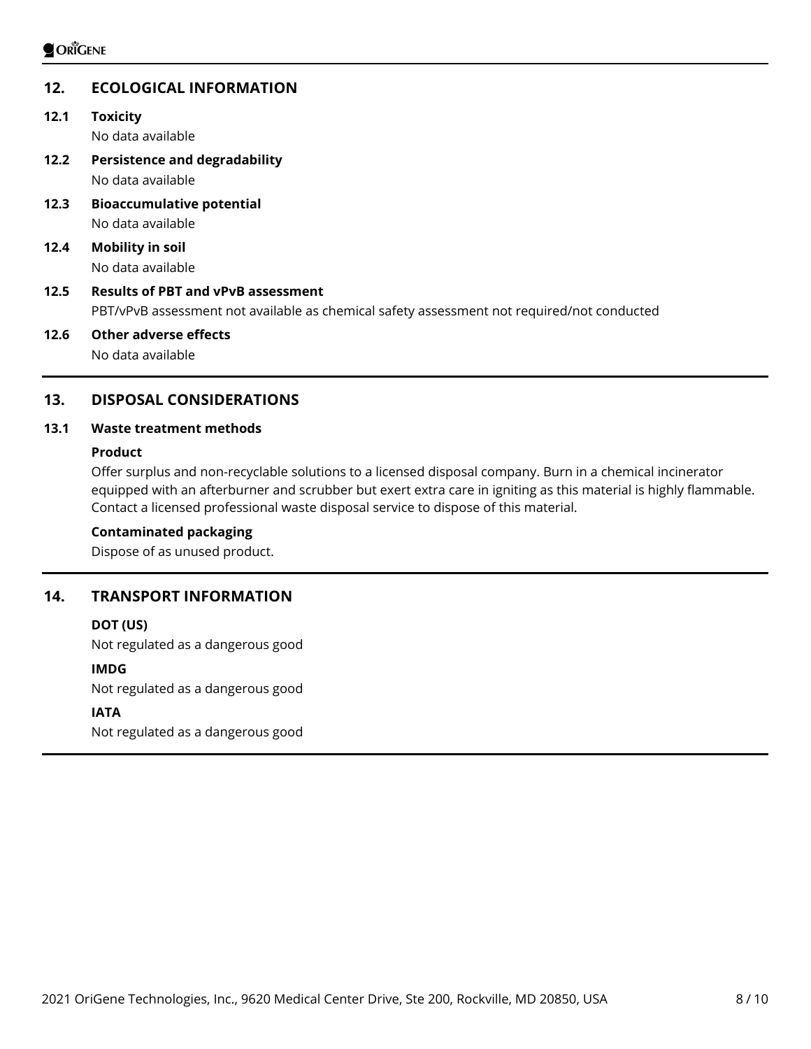## 12. ECOLOGICAL INFORMATION

### 12.1 Toxicity

No data available

### 12.2 Persistence and degradability

No data available

### 12.3 Bioaccumulative potential

No data available

### 12.4 Mobility in soil

No data available

### 12.5 Results of PBT and vPvB assessment

PBT/vPvB assessment not available as chemical safety assessment not required/not conducted

### 12.6 Other adverse effects

No data available

## 13. DISPOSAL CONSIDERATIONS

### 13.1 Waste treatment methods

**Product**

Offer surplus and non-recyclable solutions to a licensed disposal company. Burn in a chemical incinerator equipped with an afterburner and scrubber but exert extra care in igniting as this material is highly flammable. Contact a licensed professional waste disposal service to dispose of this material.

**Contaminated packaging**

Dispose of as unused product.

## 14. TRANSPORT INFORMATION

**DOT (US)**

Not regulated as a dangerous good

**IMDG**

Not regulated as a dangerous good

**IATA**

Not regulated as a dangerous good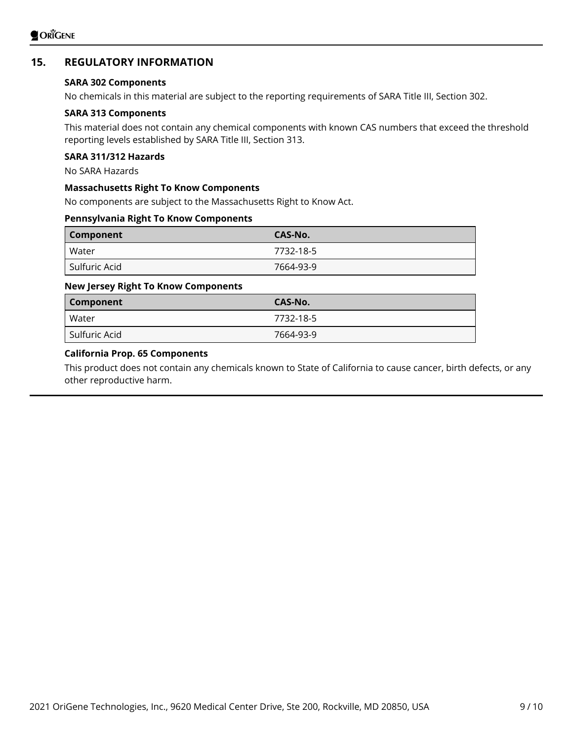## 15. REGULATORY INFORMATION

**SARA 302 Components**

No chemicals in this material are subject to the reporting requirements of SARA Title III, Section 302.

**SARA 313 Components**

This material does not contain any chemical components with known CAS numbers that exceed the threshold reporting levels established by SARA Title III, Section 313.

**SARA 311/312 Hazards**

No SARA Hazards

**Massachusetts Right To Know Components**

No components are subject to the Massachusetts Right to Know Act.

**Pennsylvania Right To Know Components**

| Component | CAS-No. |
|---|---|
| Water | 7732-18-5 |
| Sulfuric Acid | 7664-93-9 |

**New Jersey Right To Know Components**

| Component | CAS-No. |
|---|---|
| Water | 7732-18-5 |
| Sulfuric Acid | 7664-93-9 |

**California Prop. 65 Components**

This product does not contain any chemicals known to State of California to cause cancer, birth defects, or any other reproductive harm.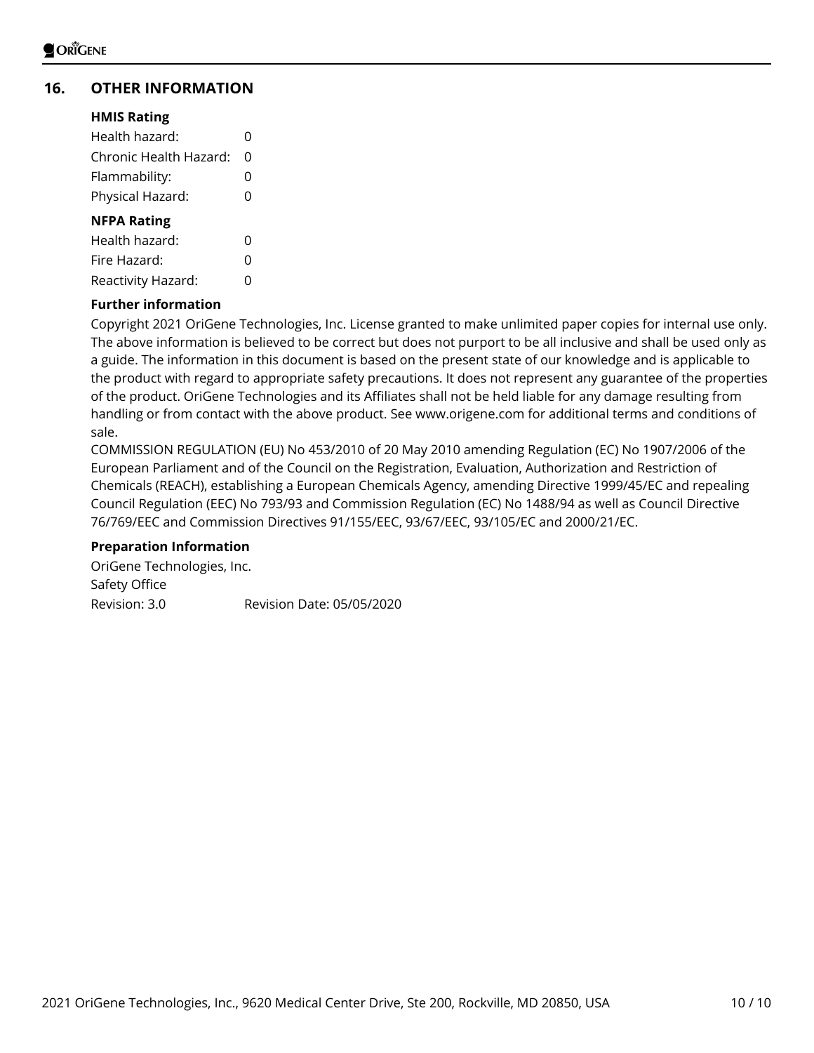## 16. OTHER INFORMATION

### HMIS Rating

| | |
|---|---|
| Health hazard: | 0 |
| Chronic Health Hazard: | 0 |
| Flammability: | 0 |
| Physical Hazard: | 0 |

### NFPA Rating

| | |
|---|---|
| Health hazard: | 0 |
| Fire Hazard: | 0 |
| Reactivity Hazard: | 0 |

### Further information

Copyright 2021 OriGene Technologies, Inc. License granted to make unlimited paper copies for internal use only. The above information is believed to be correct but does not purport to be all inclusive and shall be used only as a guide. The information in this document is based on the present state of our knowledge and is applicable to the product with regard to appropriate safety precautions. It does not represent any guarantee of the properties of the product. OriGene Technologies and its Affiliates shall not be held liable for any damage resulting from handling or from contact with the above product. See www.origene.com for additional terms and conditions of sale.

COMMISSION REGULATION (EU) No 453/2010 of 20 May 2010 amending Regulation (EC) No 1907/2006 of the European Parliament and of the Council on the Registration, Evaluation, Authorization and Restriction of Chemicals (REACH), establishing a European Chemicals Agency, amending Directive 1999/45/EC and repealing Council Regulation (EEC) No 793/93 and Commission Regulation (EC) No 1488/94 as well as Council Directive 76/769/EEC and Commission Directives 91/155/EEC, 93/67/EEC, 93/105/EC and 2000/21/EC.

### Preparation Information

OriGene Technologies, Inc.
Safety Office
Revision: 3.0 Revision Date: 05/05/2020